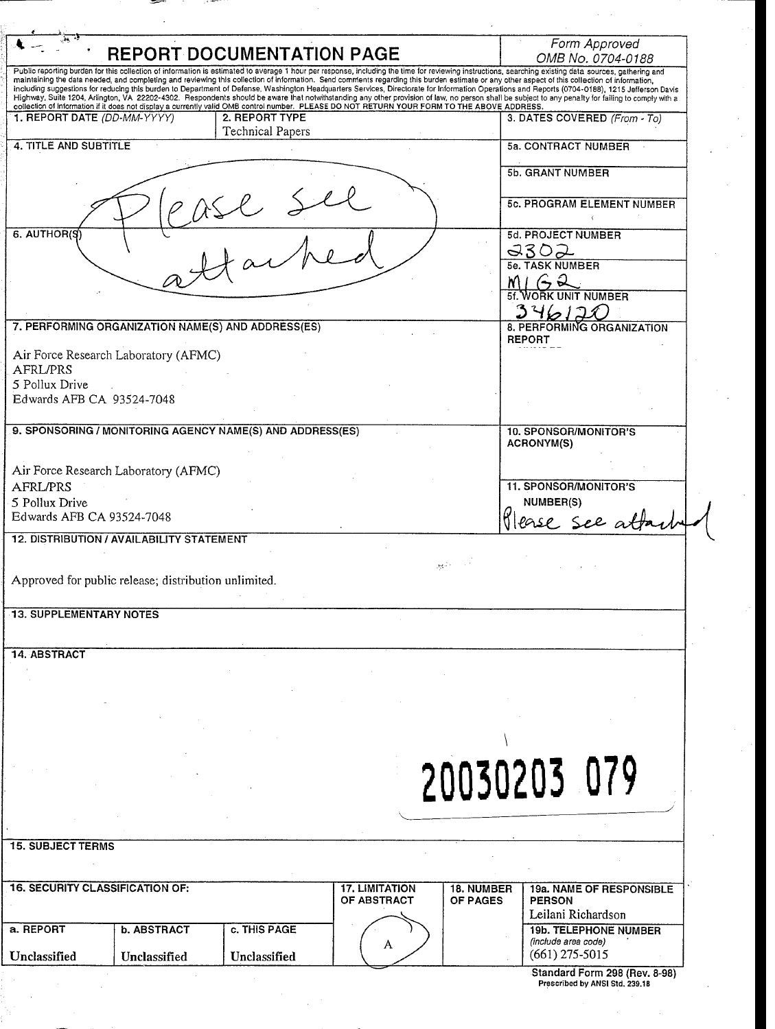# REPORT DOCUMENTATION PAGE

Form Approved
OMB No. 0704-0188

Public reporting burden for this collection of information is estimated to average 1 hour per response, including the time for reviewing instructions, searching existing data sources, gathering and maintaining the data needed, and completing and reviewing this collection of information. Send comments regarding this burden estimate or any other aspect of this collection of information, including suggestions for reducing this burden to Department of Defense, Washington Headquarters Services, Directorate for Information Operations and Reports (0704-0188), 1215 Jefferson Davis Highway, Suite 1204, Arlington, VA 22202-4302. Respondents should be aware that notwithstanding any other provision of law, no person shall be subject to any penalty for failing to comply with a collection of information if it does not display a currently valid OMB control number. PLEASE DO NOT RETURN YOUR FORM TO THE ABOVE ADDRESS.

| 1. REPORT DATE (DD-MM-YYYY) | 2. REPORT TYPE | 3. DATES COVERED (From - To) |
|---|---|---|
| | Technical Papers | |

**4. TITLE AND SUBTITLE**

Please see attached

**5a. CONTRACT NUMBER**

**5b. GRANT NUMBER**

**5c. PROGRAM ELEMENT NUMBER**

**6. AUTHOR(S)**

**5d. PROJECT NUMBER**
2302

**5e. TASK NUMBER**
M1G2

**5f. WORK UNIT NUMBER**
346120

**7. PERFORMING ORGANIZATION NAME(S) AND ADDRESS(ES)**

Air Force Research Laboratory (AFMC)
AFRL/PRS
5 Pollux Drive
Edwards AFB CA 93524-7048

**8. PERFORMING ORGANIZATION REPORT**

**9. SPONSORING / MONITORING AGENCY NAME(S) AND ADDRESS(ES)**

Air Force Research Laboratory (AFMC)
AFRL/PRS
5 Pollux Drive
Edwards AFB CA 93524-7048

**10. SPONSOR/MONITOR'S ACRONYM(S)**

**11. SPONSOR/MONITOR'S NUMBER(S)**
Please see attached

**12. DISTRIBUTION / AVAILABILITY STATEMENT**

Approved for public release; distribution unlimited.

**13. SUPPLEMENTARY NOTES**

**14. ABSTRACT**

20030203 079

**15. SUBJECT TERMS**

| 16. SECURITY CLASSIFICATION OF: | | | 17. LIMITATION OF ABSTRACT | 18. NUMBER OF PAGES | 19a. NAME OF RESPONSIBLE PERSON |
|---|---|---|---|---|---|
| | | | | | Leilani Richardson |
| a. REPORT | b. ABSTRACT | c. THIS PAGE | A | | 19b. TELEPHONE NUMBER (include area code) |
| Unclassified | Unclassified | Unclassified | | | (661) 275-5015 |

Standard Form 298 (Rev. 8-98)
Prescribed by ANSI Std. 239.18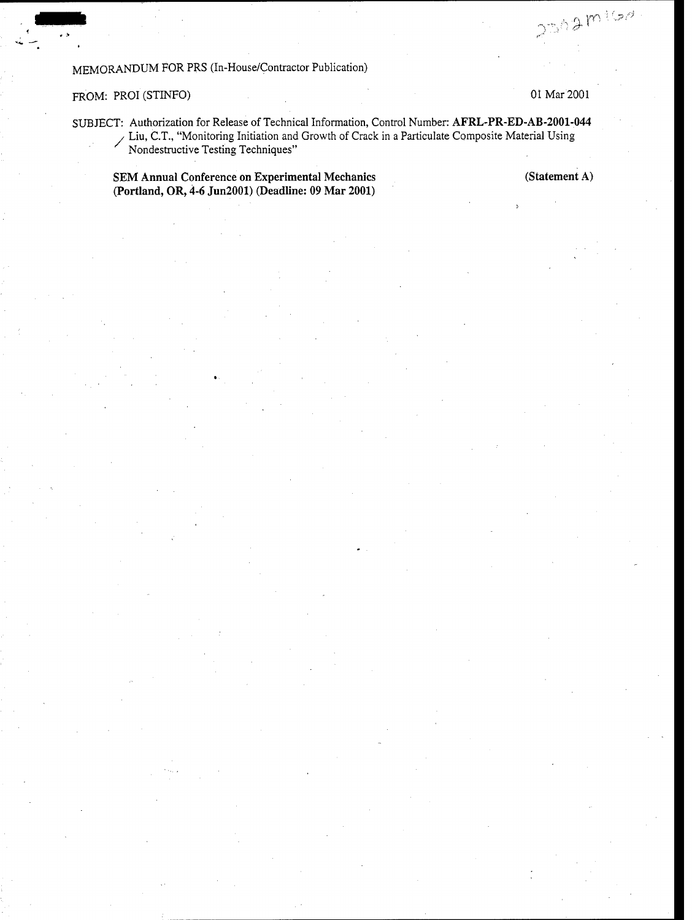MEMORANDUM FOR PRS (In-House/Contractor Publication)

FROM: PROI (STINFO) 01 Mar 2001

SUBJECT: Authorization for Release of Technical Information, Control Number: **AFRL-PR-ED-AB-2001-044**
Liu, C.T., "Monitoring Initiation and Growth of Crack in a Particulate Composite Material Using Nondestructive Testing Techniques"

**SEM Annual Conference on Experimental Mechanics (Portland, OR, 4-6 Jun2001) (Deadline: 09 Mar 2001)** **(Statement A)**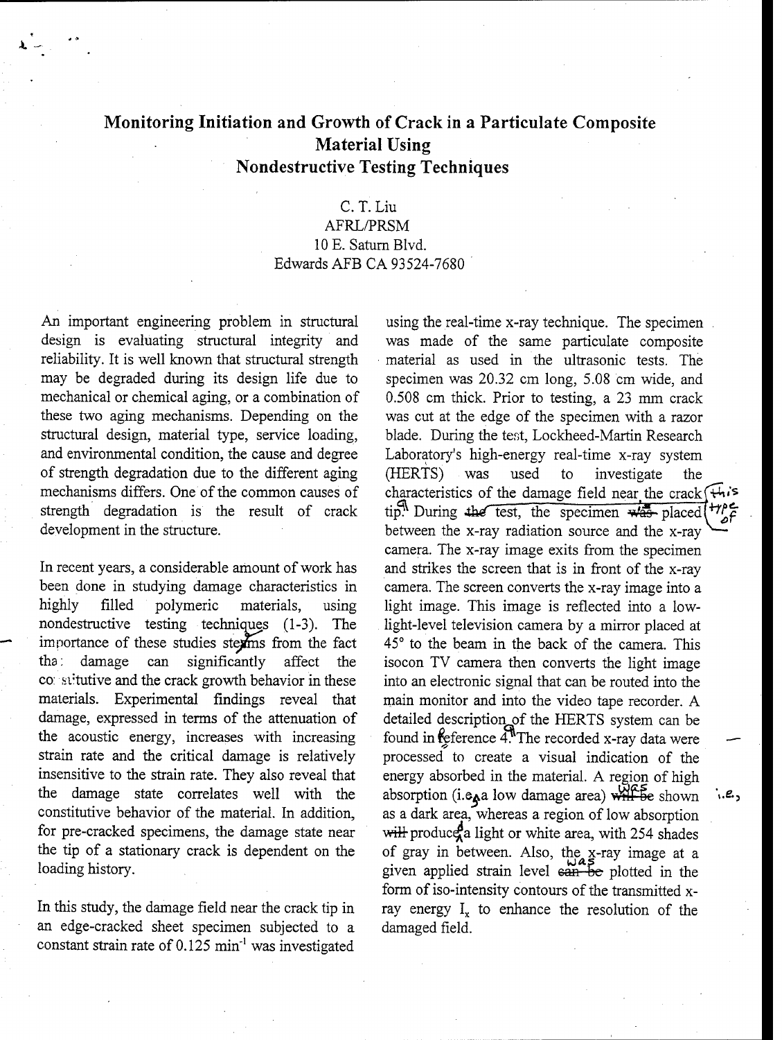# Monitoring Initiation and Growth of Crack in a Particulate Composite Material Using Nondestructive Testing Techniques

C. T. Liu
AFRL/PRSM
10 E. Saturn Blvd.
Edwards AFB CA 93524-7680

An important engineering problem in structural design is evaluating structural integrity and reliability. It is well known that structural strength may be degraded during its design life due to mechanical or chemical aging, or a combination of these two aging mechanisms. Depending on the structural design, material type, service loading, and environmental condition, the cause and degree of strength degradation due to the different aging mechanisms differs. One of the common causes of strength degradation is the result of crack development in the structure.

In recent years, a considerable amount of work has been done in studying damage characteristics in highly filled polymeric materials, using nondestructive testing techniques (1-3). The importance of these studies stems from the fact that damage can significantly affect the constitutive and the crack growth behavior in these materials. Experimental findings reveal that damage, expressed in terms of the attenuation of the acoustic energy, increases with increasing strain rate and the critical damage is relatively insensitive to the strain rate. They also reveal that the damage state correlates well with the constitutive behavior of the material. In addition, for pre-cracked specimens, the damage state near the tip of a stationary crack is dependent on the loading history.

In this study, the damage field near the crack tip in an edge-cracked sheet specimen subjected to a constant strain rate of 0.125 $min^{-1}$ was investigated using the real-time x-ray technique. The specimen was made of the same particulate composite material as used in the ultrasonic tests. The specimen was 20.32 cm long, 5.08 cm wide, and 0.508 cm thick. Prior to testing, a 23 mm crack was cut at the edge of the specimen with a razor blade. During the test, Lockheed-Martin Research Laboratory's high-energy real-time x-ray system (HERTS) was used to investigate the characteristics of the damage field near the crack tip. During ~~the~~ test, the specimen ~~was~~ placed between the x-ray radiation source and the x-ray camera. The x-ray image exits from the specimen and strikes the screen that is in front of the x-ray camera. The screen converts the x-ray image into a light image. This image is reflected into a low-light-level television camera by a mirror placed at 45° to the beam in the back of the camera. This isocon TV camera then converts the light image into an electronic signal that can be routed into the main monitor and into the video tape recorder. A detailed description of the HERTS system can be found in Reference 4. The recorded x-ray data were processed to create a visual indication of the energy absorbed in the material. A region of high absorption (i.e., a low damage area) ~~will be~~ was shown as a dark area, whereas a region of low absorption ~~will~~ produced a light or white area, with 254 shades of gray in between. Also, the x-ray image at a given applied strain level ~~can be~~ was plotted in the form of iso-intensity contours of the transmitted x-ray energy $I_x$ to enhance the resolution of the damaged field.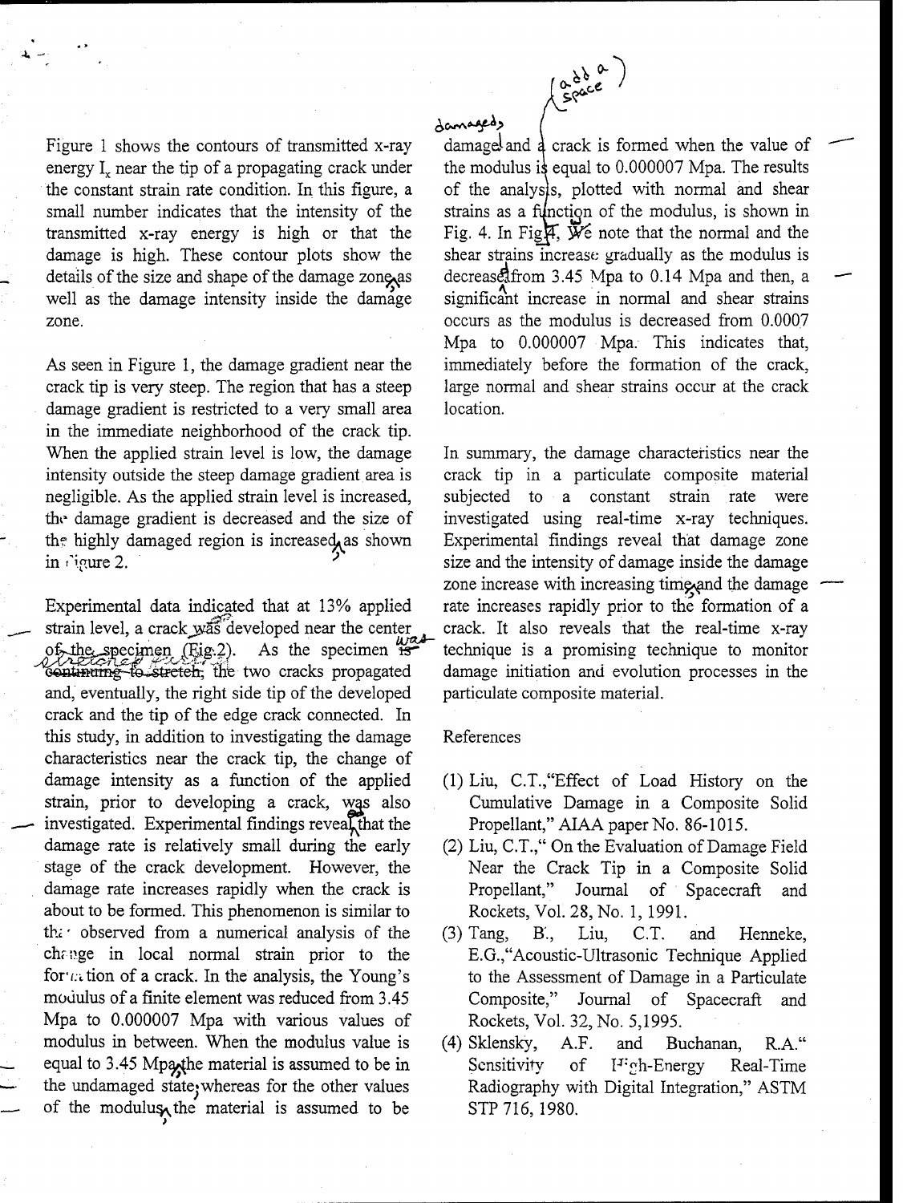Figure 1 shows the contours of transmitted x-ray energy $I_x$ near the tip of a propagating crack under the constant strain rate condition. In this figure, a small number indicates that the intensity of the transmitted x-ray energy is high or that the damage is high. These contour plots show the details of the size and shape of the damage zone as well as the damage intensity inside the damage zone.

As seen in Figure 1, the damage gradient near the crack tip is very steep. The region that has a steep damage gradient is restricted to a very small area in the immediate neighborhood of the crack tip. When the applied strain level is low, the damage intensity outside the steep damage gradient area is negligible. As the applied strain level is increased, the damage gradient is decreased and the size of the highly damaged region is increased as shown in Figure 2.

Experimental data indicated that at 13% applied strain level, a crack was developed near the center of the specimen (Fig.2). As the specimen is continuing to stretch, the two cracks propagated and, eventually, the right side tip of the developed crack and the tip of the edge crack connected. In this study, in addition to investigating the damage characteristics near the crack tip, the change of damage intensity as a function of the applied strain, prior to developing a crack, was also investigated. Experimental findings reveal that the damage rate is relatively small during the early stage of the crack development. However, the damage rate increases rapidly when the crack is about to be formed. This phenomenon is similar to that observed from a numerical analysis of the change in local normal strain prior to the formation of a crack. In the analysis, the Young's modulus of a finite element was reduced from 3.45 Mpa to 0.000007 Mpa with various values of modulus in between. When the modulus value is equal to 3.45 Mpa the material is assumed to be in the undamaged state whereas for the other values of the modulus the material is assumed to be damage and a crack is formed when the value of the modulus is equal to 0.000007 Mpa. The results of the analysis, plotted with normal and shear strains as a function of the modulus, is shown in Fig. 4. In Fig. 4, We note that the normal and the shear strains increase gradually as the modulus is decrease from 3.45 Mpa to 0.14 Mpa and then, a significant increase in normal and shear strains occurs as the modulus is decreased from 0.0007 Mpa to 0.000007 Mpa. This indicates that, immediately before the formation of the crack, large normal and shear strains occur at the crack location.

In summary, the damage characteristics near the crack tip in a particulate composite material subjected to a constant strain rate were investigated using real-time x-ray techniques. Experimental findings reveal that damage zone size and the intensity of damage inside the damage zone increase with increasing time and the damage rate increases rapidly prior to the formation of a crack. It also reveals that the real-time x-ray technique is a promising technique to monitor damage initiation and evolution processes in the particulate composite material.

References

(1) Liu, C.T.,"Effect of Load History on the Cumulative Damage in a Composite Solid Propellant," AIAA paper No. 86-1015.

(2) Liu, C.T.," On the Evaluation of Damage Field Near the Crack Tip in a Composite Solid Propellant," Journal of Spacecraft and Rockets, Vol. 28, No. 1, 1991.

(3) Tang, B., Liu, C.T. and Henneke, E.G.,"Acoustic-Ultrasonic Technique Applied to the Assessment of Damage in a Particulate Composite," Journal of Spacecraft and Rockets, Vol. 32, No. 5,1995.

(4) Sklensky, A.F. and Buchanan, R.A." Sensitivity of High-Energy Real-Time Radiography with Digital Integration," ASTM STP 716, 1980.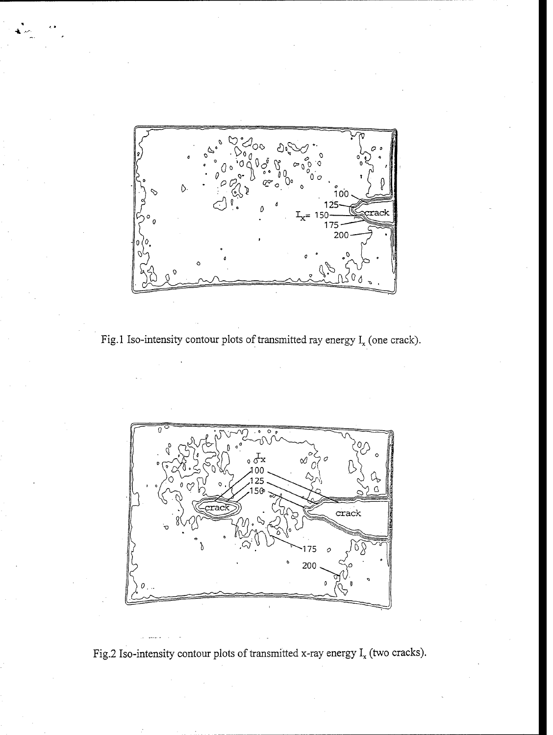Fig.1 Iso-intensity contour plots of transmitted ray energy $I_x$ (one crack).

Fig.2 Iso-intensity contour plots of transmitted x-ray energy $I_x$ (two cracks).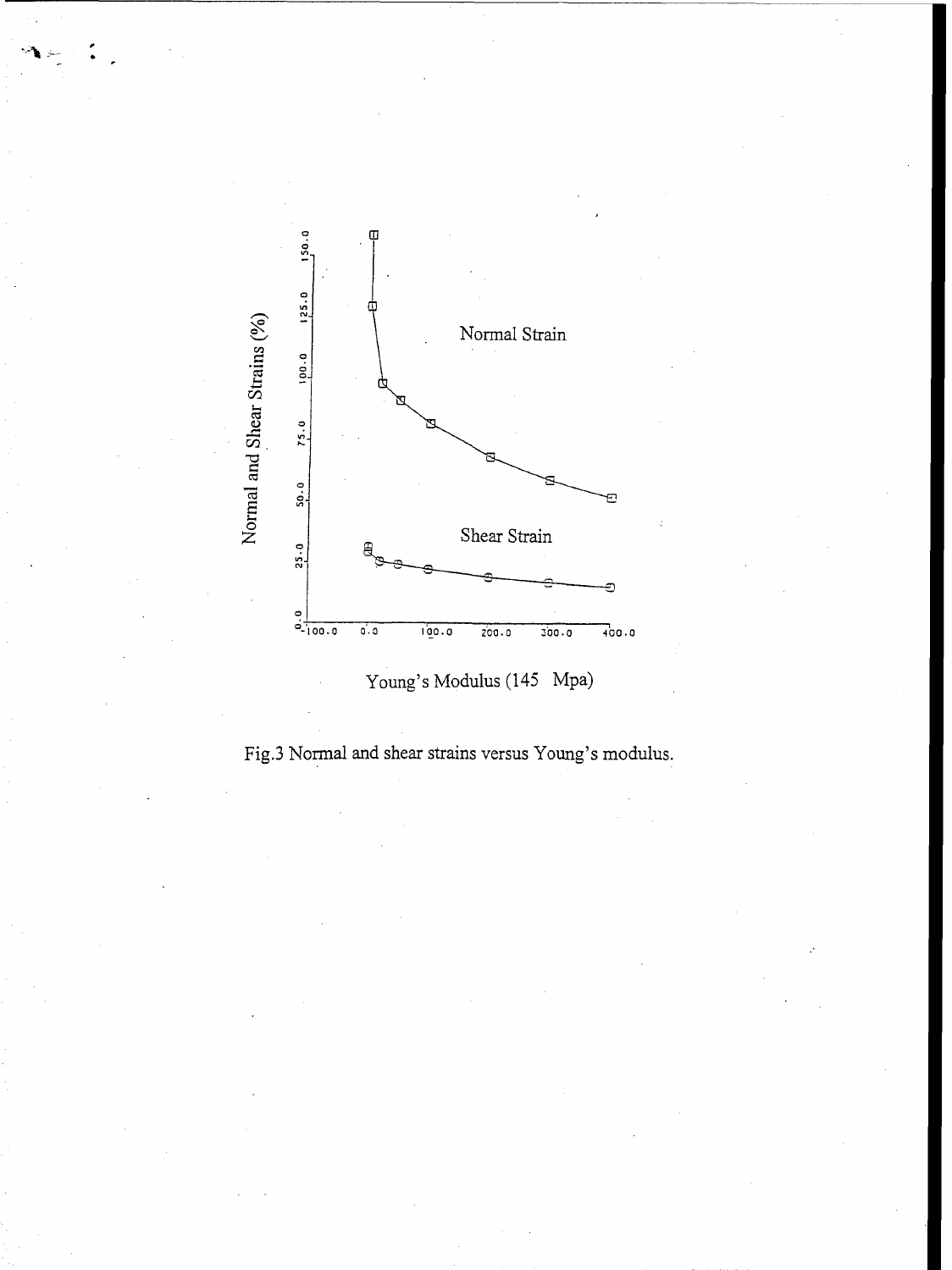Normal and Shear Strains (%)

150.0
125.0
100.0
75.0
50.0
25.0
0.0

Normal Strain

Shear Strain

-100.0
0.0
100.0
200.0
300.0
400.0

Young's Modulus (145 Mpa)

Fig.3 Normal and shear strains versus Young's modulus.